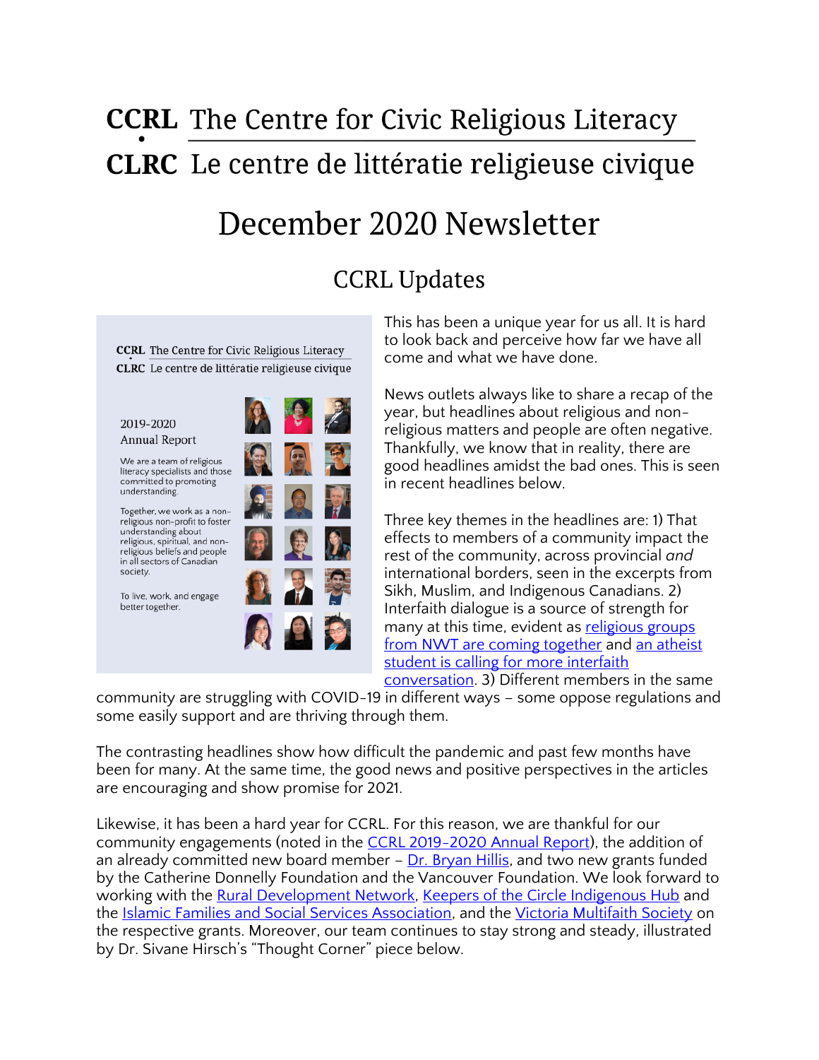# CCRL The Centre for Civic Religious Literacy

# CLRC Le centre de littératie religieuse civique

# December 2020 Newsletter

## CCRL Updates

CCRL The Centre for Civic Religious Literacy
CLRC Le centre de littératie religieuse civique

2019-2020 Annual Report

We are a team of religious literacy specialists and those committed to promoting understanding.

Together, we work as a non-religious non-profit to foster understanding about religious, spiritual, and non-religious beliefs and people in all sectors of Canadian society.

To live, work, and engage better together.

This has been a unique year for us all. It is hard to look back and perceive how far we have all come and what we have done.

News outlets always like to share a recap of the year, but headlines about religious and non-religious matters and people are often negative. Thankfully, we know that in reality, there are good headlines amidst the bad ones. This is seen in recent headlines below.

Three key themes in the headlines are: 1) That effects to members of a community impact the rest of the community, across provincial *and* international borders, seen in the excerpts from Sikh, Muslim, and Indigenous Canadians. 2) Interfaith dialogue is a source of strength for many at this time, evident as religious groups from NWT are coming together and an atheist student is calling for more interfaith conversation. 3) Different members in the same community are struggling with COVID-19 in different ways – some oppose regulations and some easily support and are thriving through them.

The contrasting headlines show how difficult the pandemic and past few months have been for many. At the same time, the good news and positive perspectives in the articles are encouraging and show promise for 2021.

Likewise, it has been a hard year for CCRL. For this reason, we are thankful for our community engagements (noted in the CCRL 2019-2020 Annual Report), the addition of an already committed new board member – Dr. Bryan Hillis, and two new grants funded by the Catherine Donnelly Foundation and the Vancouver Foundation. We look forward to working with the Rural Development Network, Keepers of the Circle Indigenous Hub and the Islamic Families and Social Services Association, and the Victoria Multifaith Society on the respective grants. Moreover, our team continues to stay strong and steady, illustrated by Dr. Sivane Hirsch's "Thought Corner" piece below.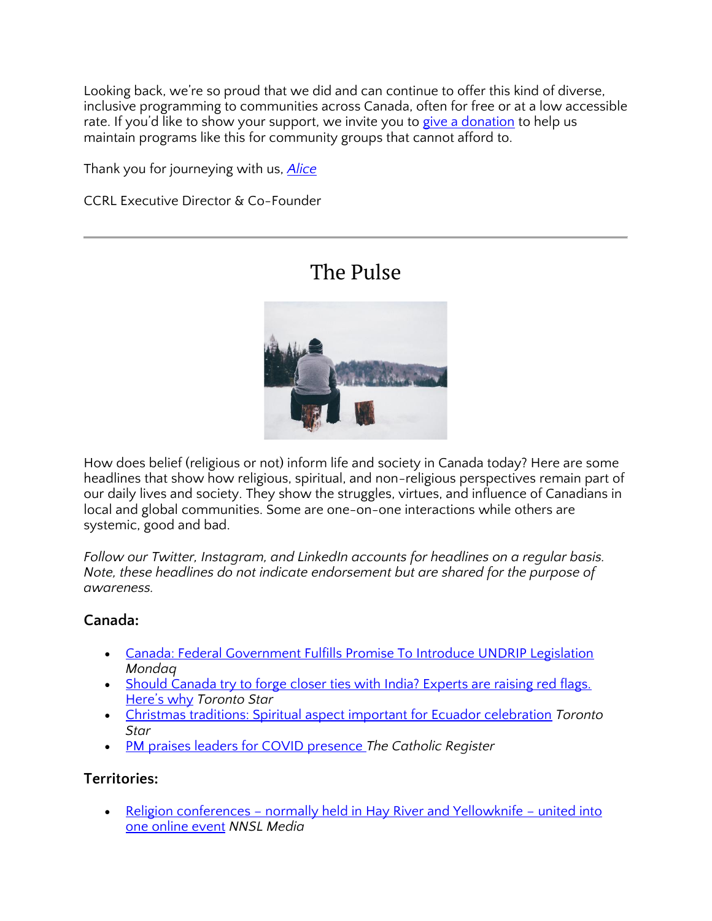Looking back, we're so proud that we did and can continue to offer this kind of diverse, inclusive programming to communities across Canada, often for free or at a low accessible rate. If you'd like to show your support, we invite you to [give a donation]() to help us maintain programs like this for community groups that cannot afford to.

Thank you for journeying with us, *Alice*

CCRL Executive Director & Co-Founder

---

# The Pulse

How does belief (religious or not) inform life and society in Canada today? Here are some headlines that show how religious, spiritual, and non-religious perspectives remain part of our daily lives and society. They show the struggles, virtues, and influence of Canadians in local and global communities. Some are one-on-one interactions while others are systemic, good and bad.

*Follow our Twitter, Instagram, and LinkedIn accounts for headlines on a regular basis. Note, these headlines do not indicate endorsement but are shared for the purpose of awareness.*

### Canada:

- Canada: Federal Government Fulfills Promise To Introduce UNDRIP Legislation *Mondaq*
- Should Canada try to forge closer ties with India? Experts are raising red flags. Here's why *Toronto Star*
- Christmas traditions: Spiritual aspect important for Ecuador celebration *Toronto Star*
- PM praises leaders for COVID presence *The Catholic Register*

### Territories:

- Religion conferences – normally held in Hay River and Yellowknife – united into one online event *NNSL Media*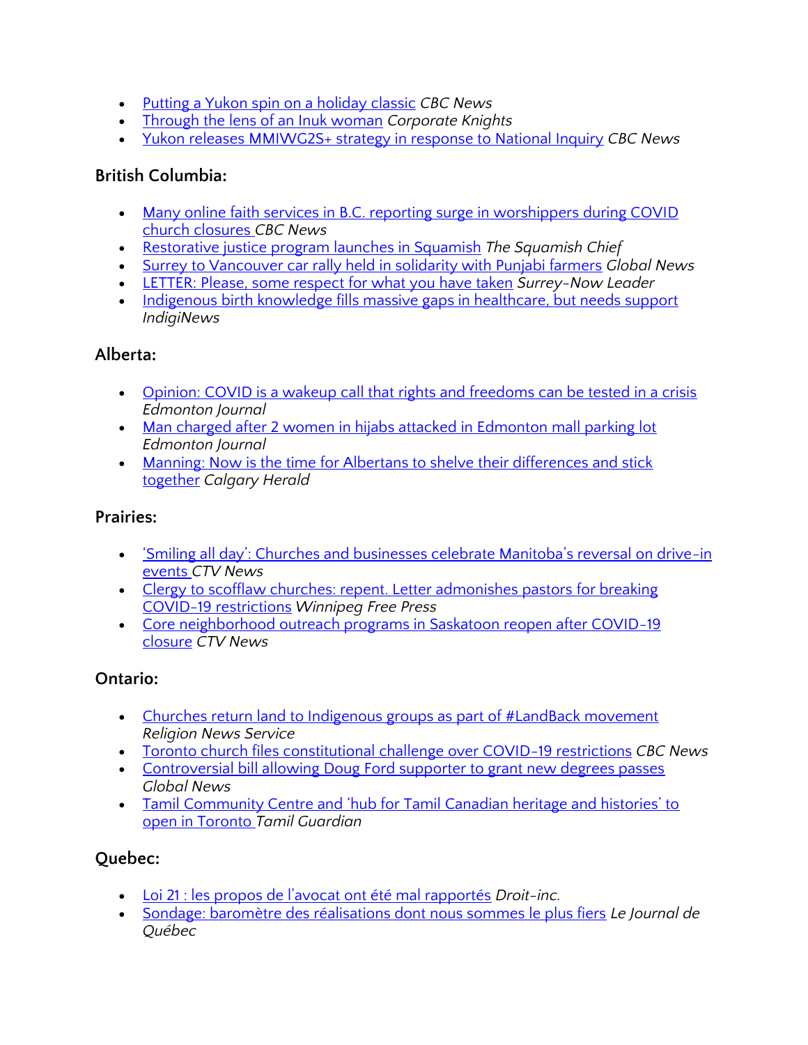- [Putting a Yukon spin on a holiday classic]() *CBC News*
- [Through the lens of an Inuk woman]() *Corporate Knights*
- [Yukon releases MMIWG2S+ strategy in response to National Inquiry]() *CBC News*

### British Columbia:

- [Many online faith services in B.C. reporting surge in worshippers during COVID church closures]() *CBC News*
- [Restorative justice program launches in Squamish]() *The Squamish Chief*
- [Surrey to Vancouver car rally held in solidarity with Punjabi farmers]() *Global News*
- [LETTER: Please, some respect for what you have taken]() *Surrey-Now Leader*
- [Indigenous birth knowledge fills massive gaps in healthcare, but needs support]() *IndigiNews*

### Alberta:

- [Opinion: COVID is a wakeup call that rights and freedoms can be tested in a crisis]() *Edmonton Journal*
- [Man charged after 2 women in hijabs attacked in Edmonton mall parking lot]() *Edmonton Journal*
- [Manning: Now is the time for Albertans to shelve their differences and stick together]() *Calgary Herald*

### Prairies:

- ['Smiling all day': Churches and businesses celebrate Manitoba's reversal on drive-in events]() *CTV News*
- [Clergy to scofflaw churches: repent. Letter admonishes pastors for breaking COVID-19 restrictions]() *Winnipeg Free Press*
- [Core neighborhood outreach programs in Saskatoon reopen after COVID-19 closure]() *CTV News*

### Ontario:

- [Churches return land to Indigenous groups as part of #LandBack movement]() *Religion News Service*
- [Toronto church files constitutional challenge over COVID-19 restrictions]() *CBC News*
- [Controversial bill allowing Doug Ford supporter to grant new degrees passes]() *Global News*
- [Tamil Community Centre and 'hub for Tamil Canadian heritage and histories' to open in Toronto]() *Tamil Guardian*

### Quebec:

- [Loi 21 : les propos de l'avocat ont été mal rapportés]() *Droit-inc.*
- [Sondage: baromètre des réalisations dont nous sommes le plus fiers]() *Le Journal de Québec*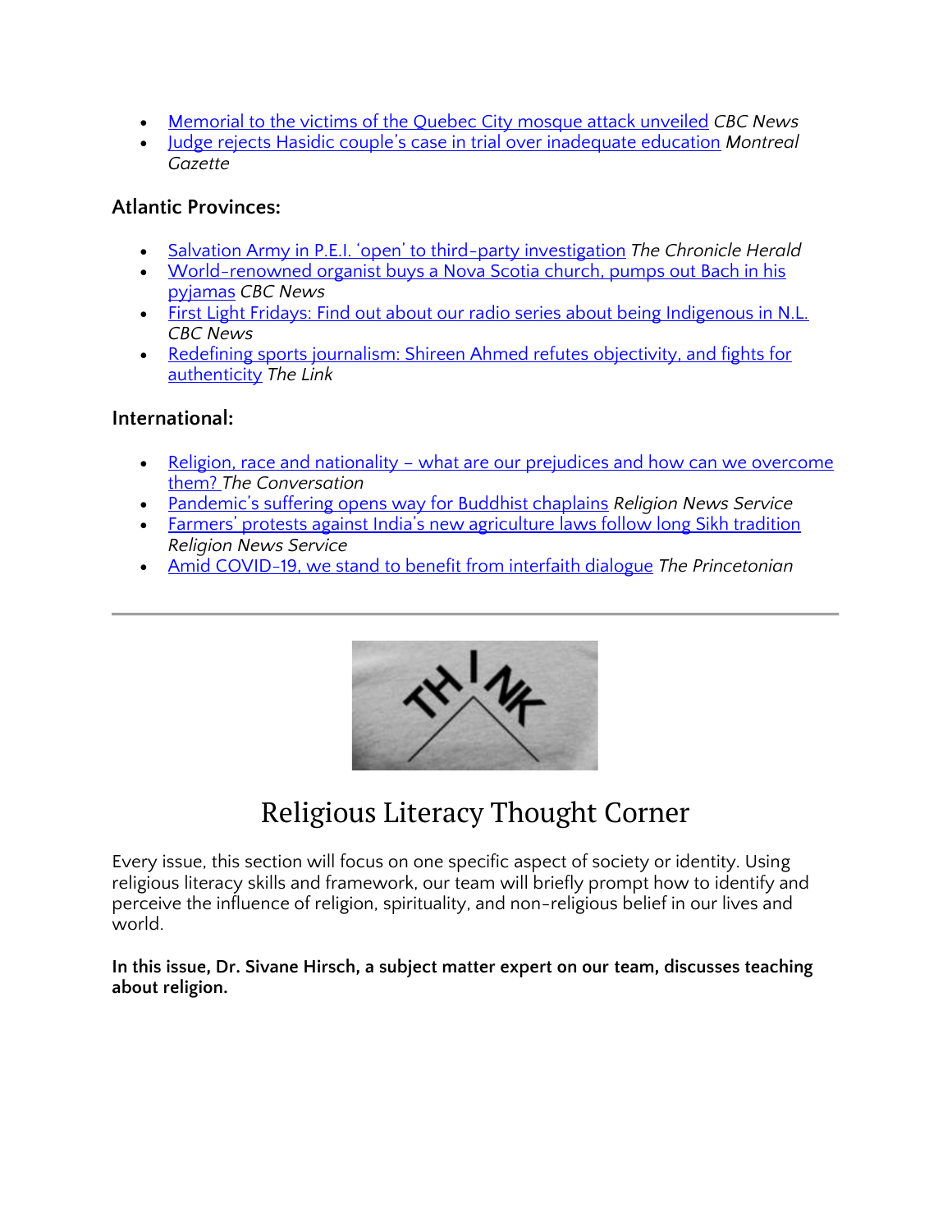- Memorial to the victims of the Quebec City mosque attack unveiled *CBC News*
- Judge rejects Hasidic couple's case in trial over inadequate education *Montreal Gazette*

### Atlantic Provinces:

- Salvation Army in P.E.I. 'open' to third-party investigation *The Chronicle Herald*
- World-renowned organist buys a Nova Scotia church, pumps out Bach in his pyjamas *CBC News*
- First Light Fridays: Find out about our radio series about being Indigenous in N.L. *CBC News*
- Redefining sports journalism: Shireen Ahmed refutes objectivity, and fights for authenticity *The Link*

### International:

- Religion, race and nationality – what are our prejudices and how can we overcome them? *The Conversation*
- Pandemic's suffering opens way for Buddhist chaplains *Religion News Service*
- Farmers' protests against India's new agriculture laws follow long Sikh tradition *Religion News Service*
- Amid COVID-19, we stand to benefit from interfaith dialogue *The Princetonian*

---

THINK

# Religious Literacy Thought Corner

Every issue, this section will focus on one specific aspect of society or identity. Using religious literacy skills and framework, our team will briefly prompt how to identify and perceive the influence of religion, spirituality, and non-religious belief in our lives and world.

**In this issue, Dr. Sivane Hirsch, a subject matter expert on our team, discusses teaching about religion.**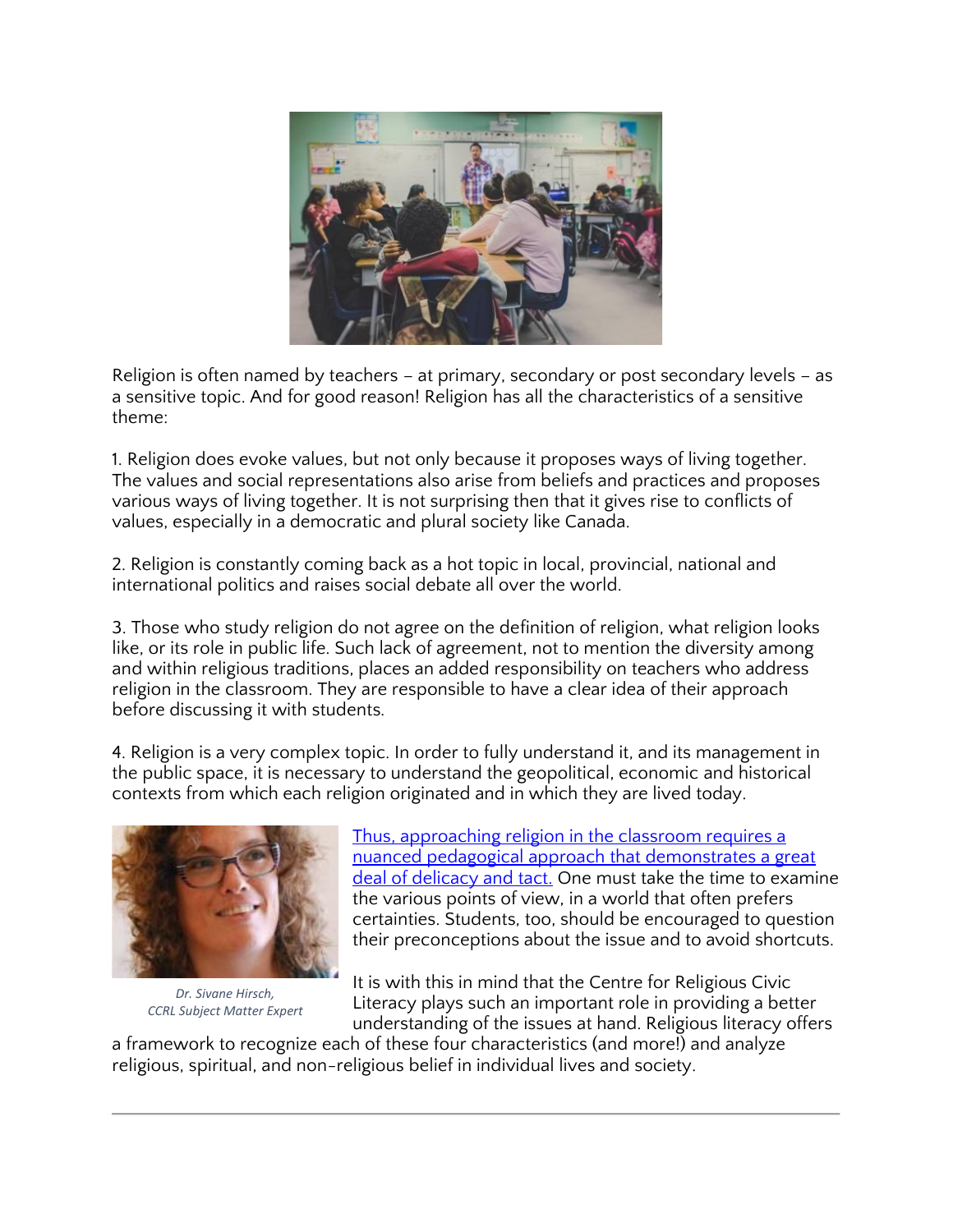Religion is often named by teachers – at primary, secondary or post secondary levels – as a sensitive topic. And for good reason! Religion has all the characteristics of a sensitive theme:

1. Religion does evoke values, but not only because it proposes ways of living together. The values and social representations also arise from beliefs and practices and proposes various ways of living together. It is not surprising then that it gives rise to conflicts of values, especially in a democratic and plural society like Canada.

2. Religion is constantly coming back as a hot topic in local, provincial, national and international politics and raises social debate all over the world.

3. Those who study religion do not agree on the definition of religion, what religion looks like, or its role in public life. Such lack of agreement, not to mention the diversity among and within religious traditions, places an added responsibility on teachers who address religion in the classroom. They are responsible to have a clear idea of their approach before discussing it with students.

4. Religion is a very complex topic. In order to fully understand it, and its management in the public space, it is necessary to understand the geopolitical, economic and historical contexts from which each religion originated and in which they are lived today.

*Dr. Sivane Hirsch, CCRL Subject Matter Expert*

Thus, approaching religion in the classroom requires a nuanced pedagogical approach that demonstrates a great deal of delicacy and tact. One must take the time to examine the various points of view, in a world that often prefers certainties. Students, too, should be encouraged to question their preconceptions about the issue and to avoid shortcuts.

It is with this in mind that the Centre for Religious Civic Literacy plays such an important role in providing a better understanding of the issues at hand. Religious literacy offers a framework to recognize each of these four characteristics (and more!) and analyze religious, spiritual, and non-religious belief in individual lives and society.

---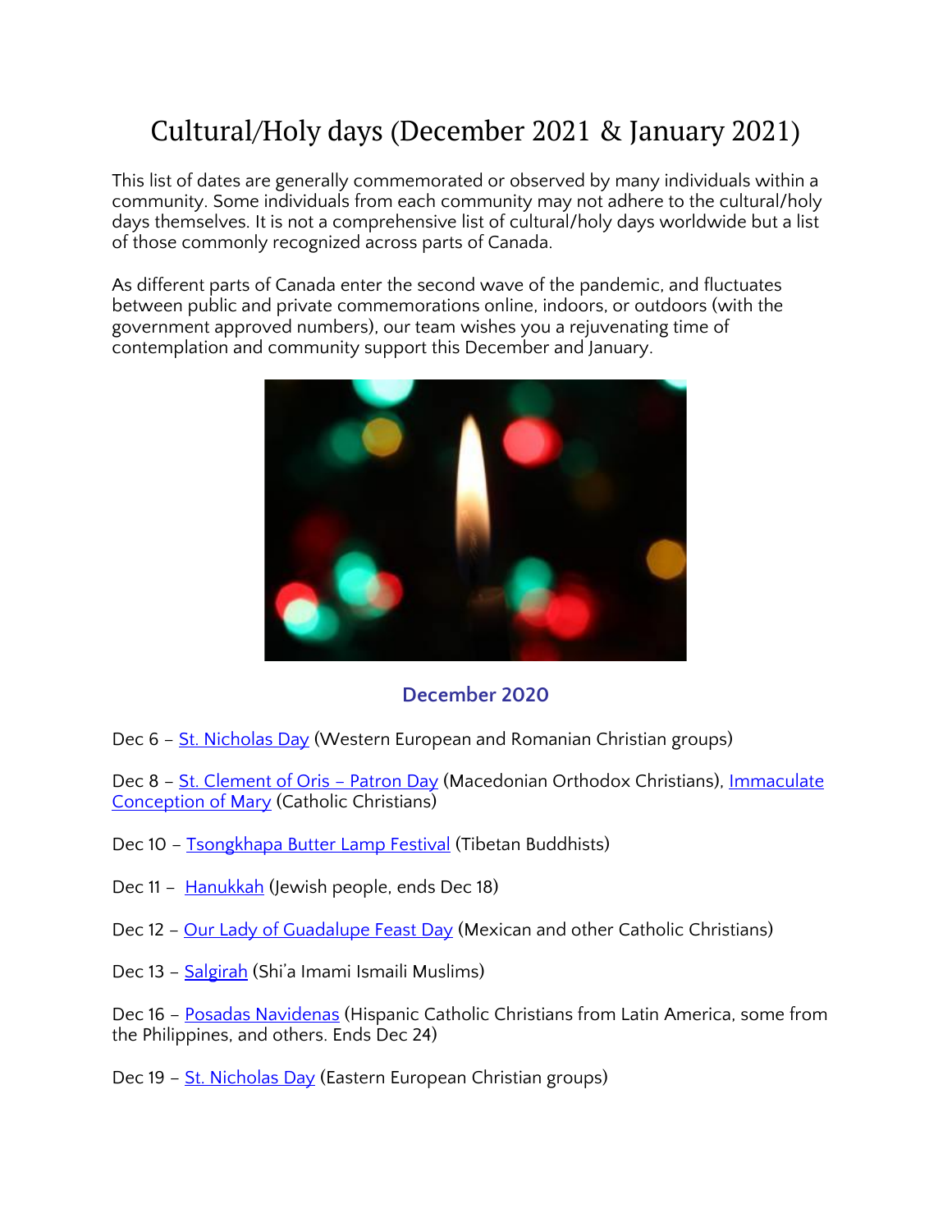# Cultural/Holy days (December 2021 & January 2021)

This list of dates are generally commemorated or observed by many individuals within a community. Some individuals from each community may not adhere to the cultural/holy days themselves. It is not a comprehensive list of cultural/holy days worldwide but a list of those commonly recognized across parts of Canada.

As different parts of Canada enter the second wave of the pandemic, and fluctuates between public and private commemorations online, indoors, or outdoors (with the government approved numbers), our team wishes you a rejuvenating time of contemplation and community support this December and January.

## December 2020

Dec 6 – St. Nicholas Day (Western European and Romanian Christian groups)

Dec 8 – St. Clement of Oris – Patron Day (Macedonian Orthodox Christians), Immaculate Conception of Mary (Catholic Christians)

Dec 10 – Tsongkhapa Butter Lamp Festival (Tibetan Buddhists)

Dec 11 – Hanukkah (Jewish people, ends Dec 18)

Dec 12 – Our Lady of Guadalupe Feast Day (Mexican and other Catholic Christians)

Dec 13 – Salgirah (Shi'a Imami Ismaili Muslims)

Dec 16 – Posadas Navidenas (Hispanic Catholic Christians from Latin America, some from the Philippines, and others. Ends Dec 24)

Dec 19 – St. Nicholas Day (Eastern European Christian groups)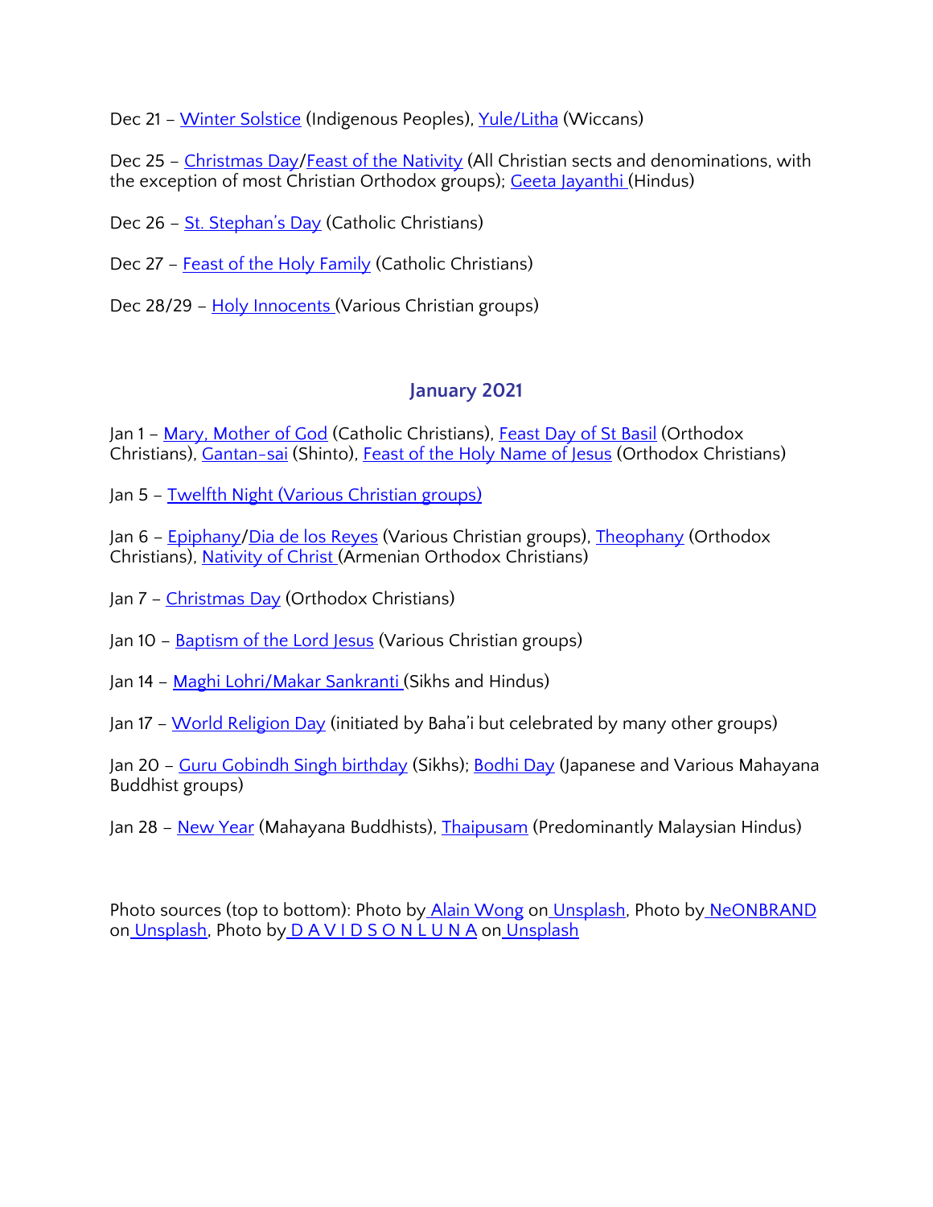Dec 21 – Winter Solstice (Indigenous Peoples), Yule/Litha (Wiccans)

Dec 25 – Christmas Day/Feast of the Nativity (All Christian sects and denominations, with the exception of most Christian Orthodox groups); Geeta Jayanthi (Hindus)

Dec 26 – St. Stephan's Day (Catholic Christians)

Dec 27 – Feast of the Holy Family (Catholic Christians)

Dec 28/29 – Holy Innocents (Various Christian groups)

## January 2021

Jan 1 – Mary, Mother of God (Catholic Christians), Feast Day of St Basil (Orthodox Christians), Gantan-sai (Shinto), Feast of the Holy Name of Jesus (Orthodox Christians)

Jan 5 – Twelfth Night (Various Christian groups)

Jan 6 – Epiphany/Dia de los Reyes (Various Christian groups), Theophany (Orthodox Christians), Nativity of Christ (Armenian Orthodox Christians)

Jan 7 – Christmas Day (Orthodox Christians)

Jan 10 – Baptism of the Lord Jesus (Various Christian groups)

Jan 14 – Maghi Lohri/Makar Sankranti (Sikhs and Hindus)

Jan 17 – World Religion Day (initiated by Baha'i but celebrated by many other groups)

Jan 20 – Guru Gobindh Singh birthday (Sikhs); Bodhi Day (Japanese and Various Mahayana Buddhist groups)

Jan 28 – New Year (Mahayana Buddhists), Thaipusam (Predominantly Malaysian Hindus)

Photo sources (top to bottom): Photo by Alain Wong on Unsplash, Photo by NeONBRAND on Unsplash, Photo by D A V I D S O N L U N A on Unsplash